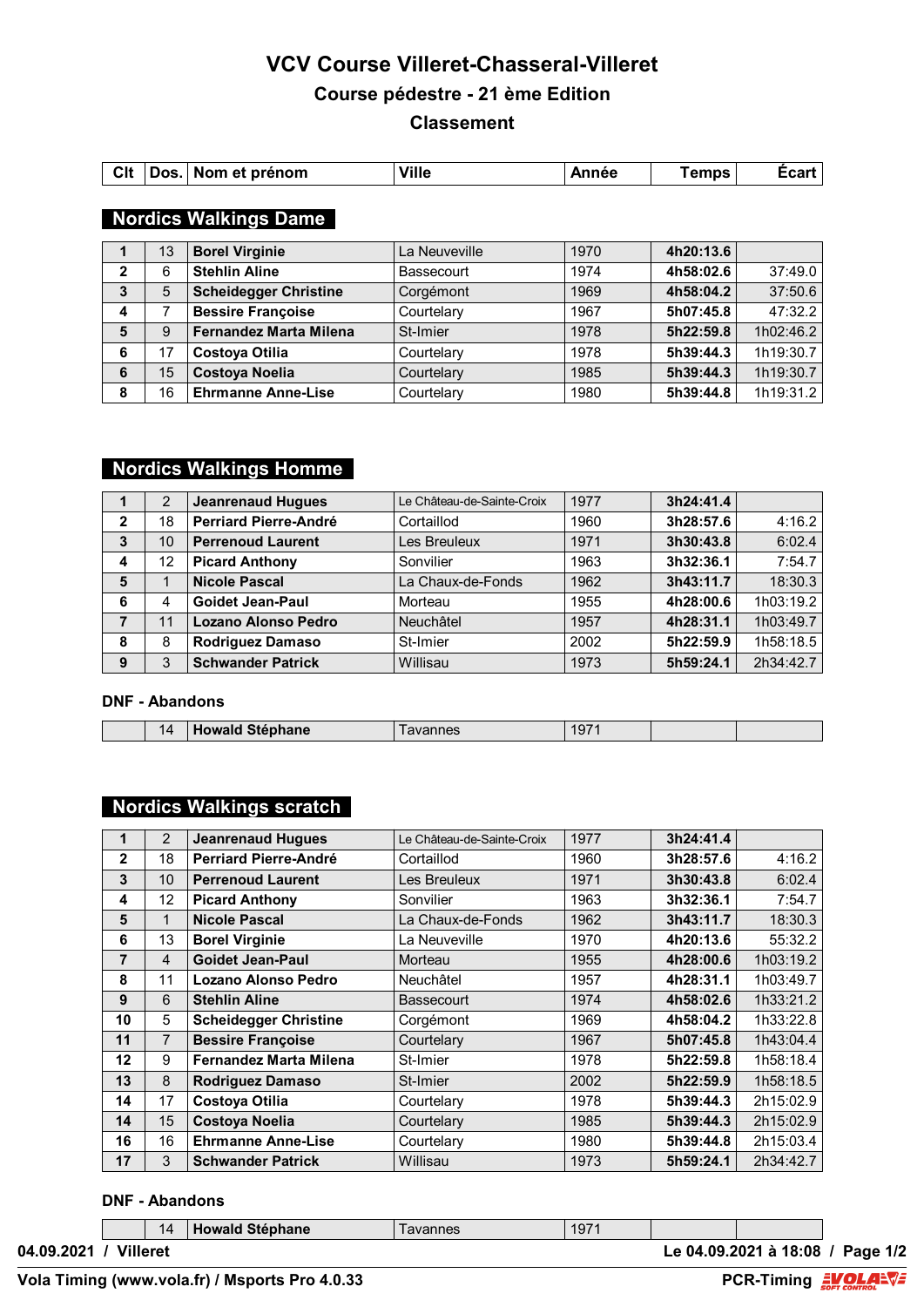# VCV Course Villeret-Chasseral-Villeret

## Course pédestre - 21 ème Edition

## Classement

### Nordics Walkings Dame

| Clt | Dos. | Nom et prénom | Ville | Année | Temps | Écart |
|---|---|---|---|---|---|---|
| **1** | 13 | **Borel Virginie** | La Neuveville | 1970 | **4h20:13.6** | |
| **2** | 6 | **Stehlin Aline** | Bassecourt | 1974 | **4h58:02.6** | 37:49.0 |
| **3** | 5 | **Scheidegger Christine** | Corgémont | 1969 | **4h58:04.2** | 37:50.6 |
| **4** | 7 | **Bessire Françoise** | Courtelary | 1967 | **5h07:45.8** | 47:32.2 |
| **5** | 9 | **Fernandez Marta Milena** | St-Imier | 1978 | **5h22:59.8** | 1h02:46.2 |
| **6** | 17 | **Costoya Otilia** | Courtelary | 1978 | **5h39:44.3** | 1h19:30.7 |
| **6** | 15 | **Costoya Noelia** | Courtelary | 1985 | **5h39:44.3** | 1h19:30.7 |
| **8** | 16 | **Ehrmanne Anne-Lise** | Courtelary | 1980 | **5h39:44.8** | 1h19:31.2 |

### Nordics Walkings Homme

| Clt | Dos. | Nom et prénom | Ville | Année | Temps | Écart |
|---|---|---|---|---|---|---|
| **1** | 2 | **Jeanrenaud Hugues** | Le Château-de-Sainte-Croix | 1977 | **3h24:41.4** | |
| **2** | 18 | **Perriard Pierre-André** | Cortaillod | 1960 | **3h28:57.6** | 4:16.2 |
| **3** | 10 | **Perrenoud Laurent** | Les Breuleux | 1971 | **3h30:43.8** | 6:02.4 |
| **4** | 12 | **Picard Anthony** | Sonvilier | 1963 | **3h32:36.1** | 7:54.7 |
| **5** | 1 | **Nicole Pascal** | La Chaux-de-Fonds | 1962 | **3h43:11.7** | 18:30.3 |
| **6** | 4 | **Goidet Jean-Paul** | Morteau | 1955 | **4h28:00.6** | 1h03:19.2 |
| **7** | 11 | **Lozano Alonso Pedro** | Neuchâtel | 1957 | **4h28:31.1** | 1h03:49.7 |
| **8** | 8 | **Rodriguez Damaso** | St-Imier | 2002 | **5h22:59.9** | 1h58:18.5 |
| **9** | 3 | **Schwander Patrick** | Willisau | 1973 | **5h59:24.1** | 2h34:42.7 |

**DNF - Abandons**

| Clt | Dos. | Nom et prénom | Ville | Année | Temps | Écart |
|---|---|---|---|---|---|---|
| | 14 | **Howald Stéphane** | Tavannes | 1971 | | |

### Nordics Walkings scratch

| Clt | Dos. | Nom et prénom | Ville | Année | Temps | Écart |
|---|---|---|---|---|---|---|
| **1** | 2 | **Jeanrenaud Hugues** | Le Château-de-Sainte-Croix | 1977 | **3h24:41.4** | |
| **2** | 18 | **Perriard Pierre-André** | Cortaillod | 1960 | **3h28:57.6** | 4:16.2 |
| **3** | 10 | **Perrenoud Laurent** | Les Breuleux | 1971 | **3h30:43.8** | 6:02.4 |
| **4** | 12 | **Picard Anthony** | Sonvilier | 1963 | **3h32:36.1** | 7:54.7 |
| **5** | 1 | **Nicole Pascal** | La Chaux-de-Fonds | 1962 | **3h43:11.7** | 18:30.3 |
| **6** | 13 | **Borel Virginie** | La Neuveville | 1970 | **4h20:13.6** | 55:32.2 |
| **7** | 4 | **Goidet Jean-Paul** | Morteau | 1955 | **4h28:00.6** | 1h03:19.2 |
| **8** | 11 | **Lozano Alonso Pedro** | Neuchâtel | 1957 | **4h28:31.1** | 1h03:49.7 |
| **9** | 6 | **Stehlin Aline** | Bassecourt | 1974 | **4h58:02.6** | 1h33:21.2 |
| **10** | 5 | **Scheidegger Christine** | Corgémont | 1969 | **4h58:04.2** | 1h33:22.8 |
| **11** | 7 | **Bessire Françoise** | Courtelary | 1967 | **5h07:45.8** | 1h43:04.4 |
| **12** | 9 | **Fernandez Marta Milena** | St-Imier | 1978 | **5h22:59.8** | 1h58:18.4 |
| **13** | 8 | **Rodriguez Damaso** | St-Imier | 2002 | **5h22:59.9** | 1h58:18.5 |
| **14** | 17 | **Costoya Otilia** | Courtelary | 1978 | **5h39:44.3** | 2h15:02.9 |
| **14** | 15 | **Costoya Noelia** | Courtelary | 1985 | **5h39:44.3** | 2h15:02.9 |
| **16** | 16 | **Ehrmanne Anne-Lise** | Courtelary | 1980 | **5h39:44.8** | 2h15:03.4 |
| **17** | 3 | **Schwander Patrick** | Willisau | 1973 | **5h59:24.1** | 2h34:42.7 |

**DNF - Abandons**

| Clt | Dos. | Nom et prénom | Ville | Année | Temps | Écart |
|---|---|---|---|---|---|---|
| | 14 | **Howald Stéphane** | Tavannes | 1971 | | |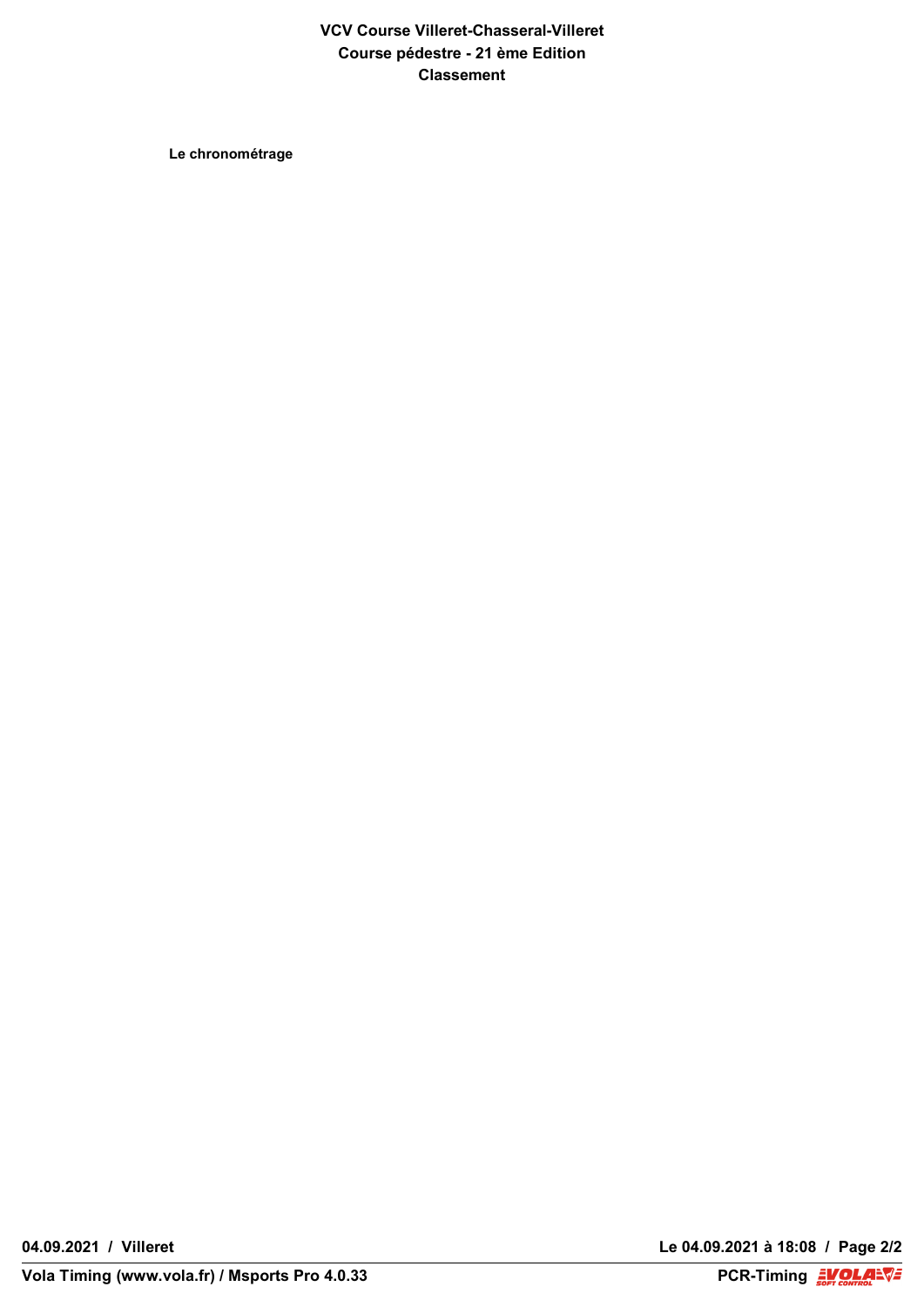**VCV Course Villeret-Chasseral-Villeret**
**Course pédestre - 21 ème Edition**
**Classement**

**Le chronométrage**